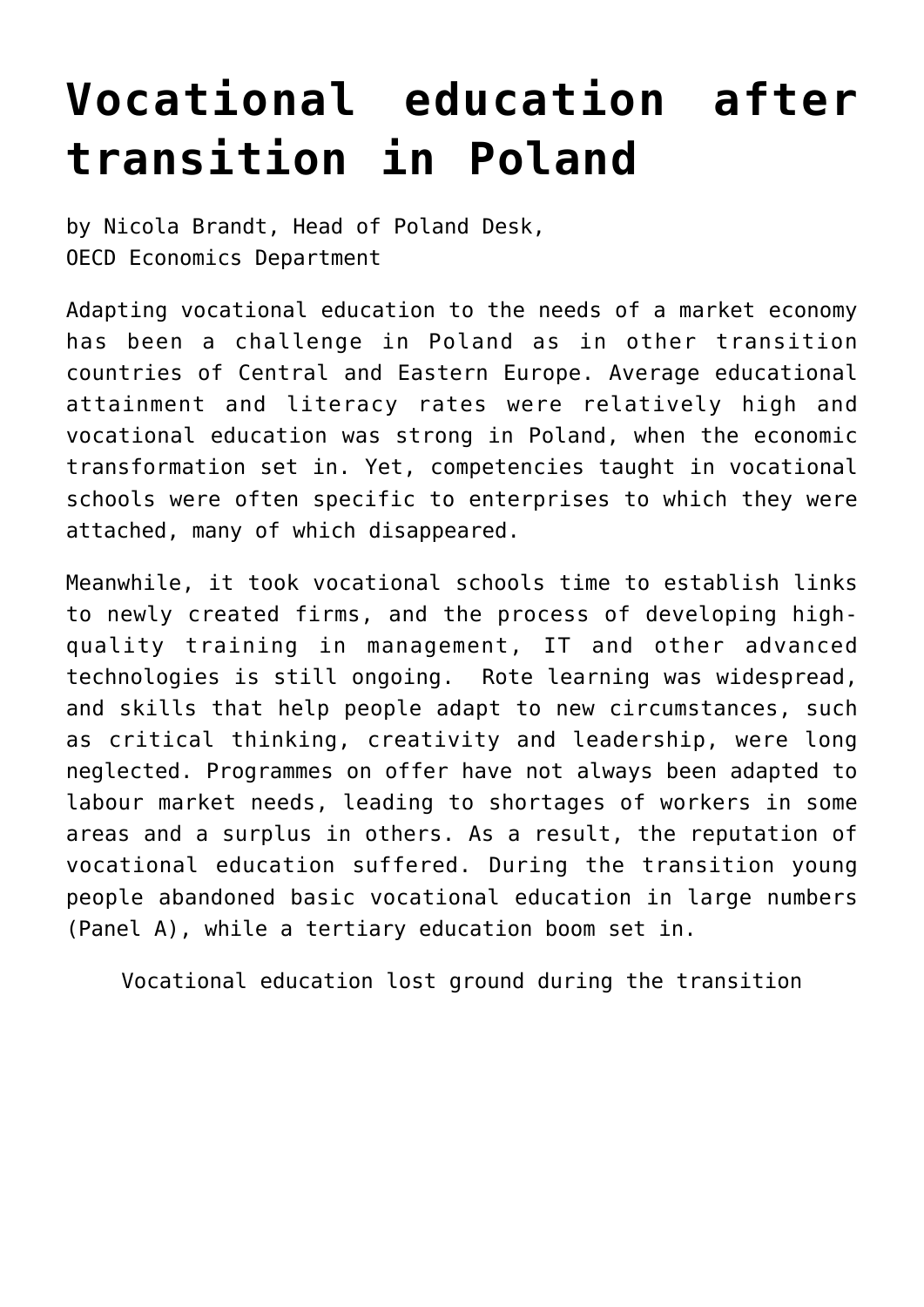# Vocational education after transition in Poland

by Nicola Brandt, Head of Poland Desk,
OECD Economics Department

Adapting vocational education to the needs of a market economy has been a challenge in Poland as in other transition countries of Central and Eastern Europe. Average educational attainment and literacy rates were relatively high and vocational education was strong in Poland, when the economic transformation set in. Yet, competencies taught in vocational schools were often specific to enterprises to which they were attached, many of which disappeared.

Meanwhile, it took vocational schools time to establish links to newly created firms, and the process of developing high-quality training in management, IT and other advanced technologies is still ongoing. Rote learning was widespread, and skills that help people adapt to new circumstances, such as critical thinking, creativity and leadership, were long neglected. Programmes on offer have not always been adapted to labour market needs, leading to shortages of workers in some areas and a surplus in others. As a result, the reputation of vocational education suffered. During the transition young people abandoned basic vocational education in large numbers (Panel A), while a tertiary education boom set in.

Vocational education lost ground during the transition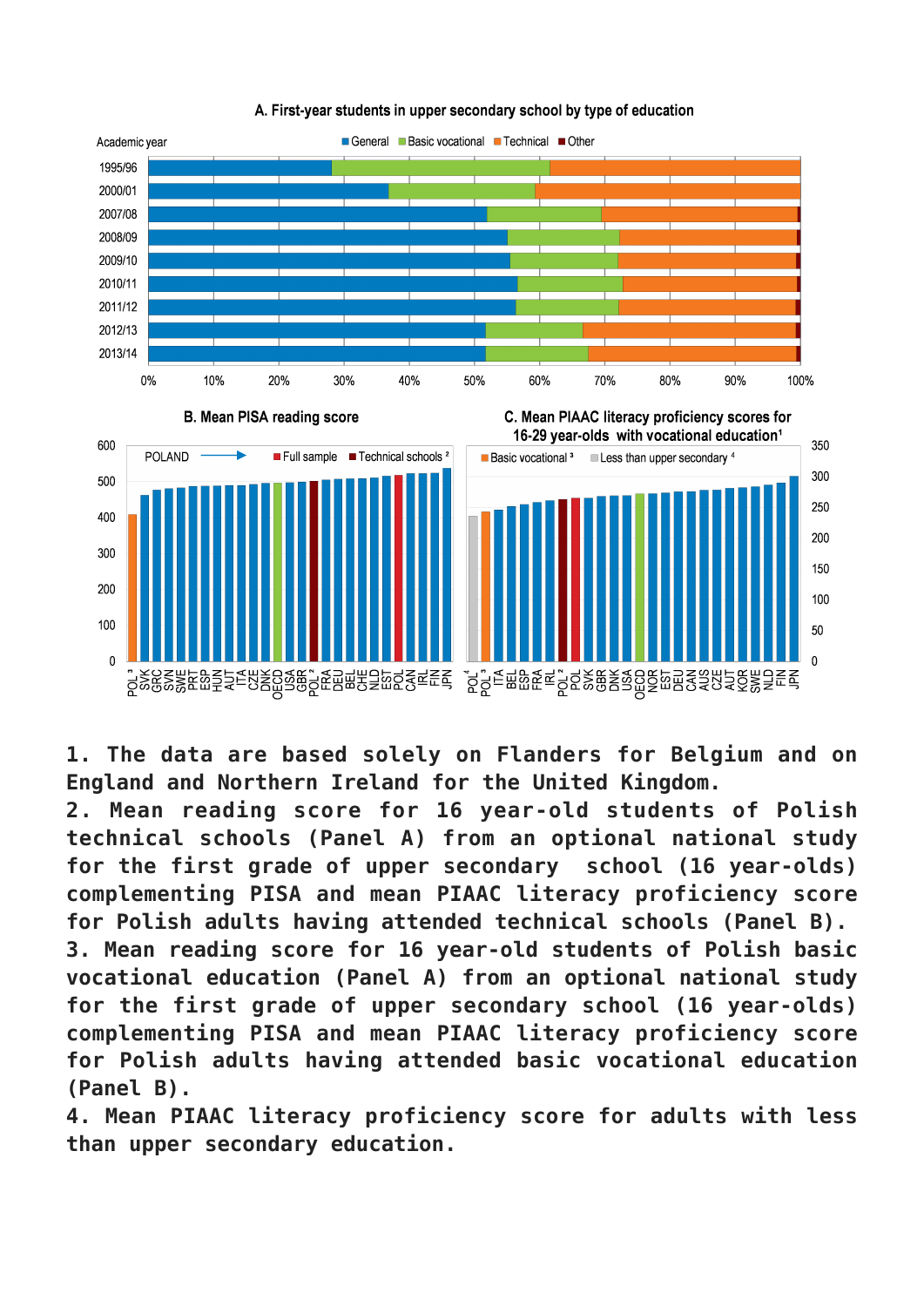A. First-year students in upper secondary school by type of education

Academic year — General, Basic vocational, Technical, Other

1995/96, 2000/01, 2007/08, 2008/09, 2009/10, 2010/11, 2011/12, 2012/13, 2013/14

0% 10% 20% 30% 40% 50% 60% 70% 80% 90% 100%

B. Mean PISA reading score

POLAND — Full sample — Technical schools [2]

0 100 200 300 400 500 600

POL [3], SVK, GRC, SVN, SWE, PRT, ESP, HUN, AUT, ITA, CZE, DNK, OECD, USA, GBR, POL [2], FRA, DEU, BEL, CHE, NLD, EST, POL, CAN, IRL, FIN, JPN

C. Mean PIAAC literacy proficiency scores for 16-29 year-olds with vocational education[1]

Basic vocational [3] — Less than upper secondary [4]

0 50 100 150 200 250 300 350

POL [4], POL [3], ITA, BEL, ESP, FRA, IRL, POL [2], POL, SVK, GBR, DNK, USA, OECD, NOR, EST, DEU, CAN, AUS, CZE, AUT, KOR, SWE, NLD, FIN, JPN

1. The data are based solely on Flanders for Belgium and on England and Northern Ireland for the United Kingdom.
2. Mean reading score for 16 year-old students of Polish technical schools (Panel A) from an optional national study for the first grade of upper secondary school (16 year-olds) complementing PISA and mean PIAAC literacy proficiency score for Polish adults having attended technical schools (Panel B).
3. Mean reading score for 16 year-old students of Polish basic vocational education (Panel A) from an optional national study for the first grade of upper secondary school (16 year-olds) complementing PISA and mean PIAAC literacy proficiency score for Polish adults having attended basic vocational education (Panel B).
4. Mean PIAAC literacy proficiency score for adults with less than upper secondary education.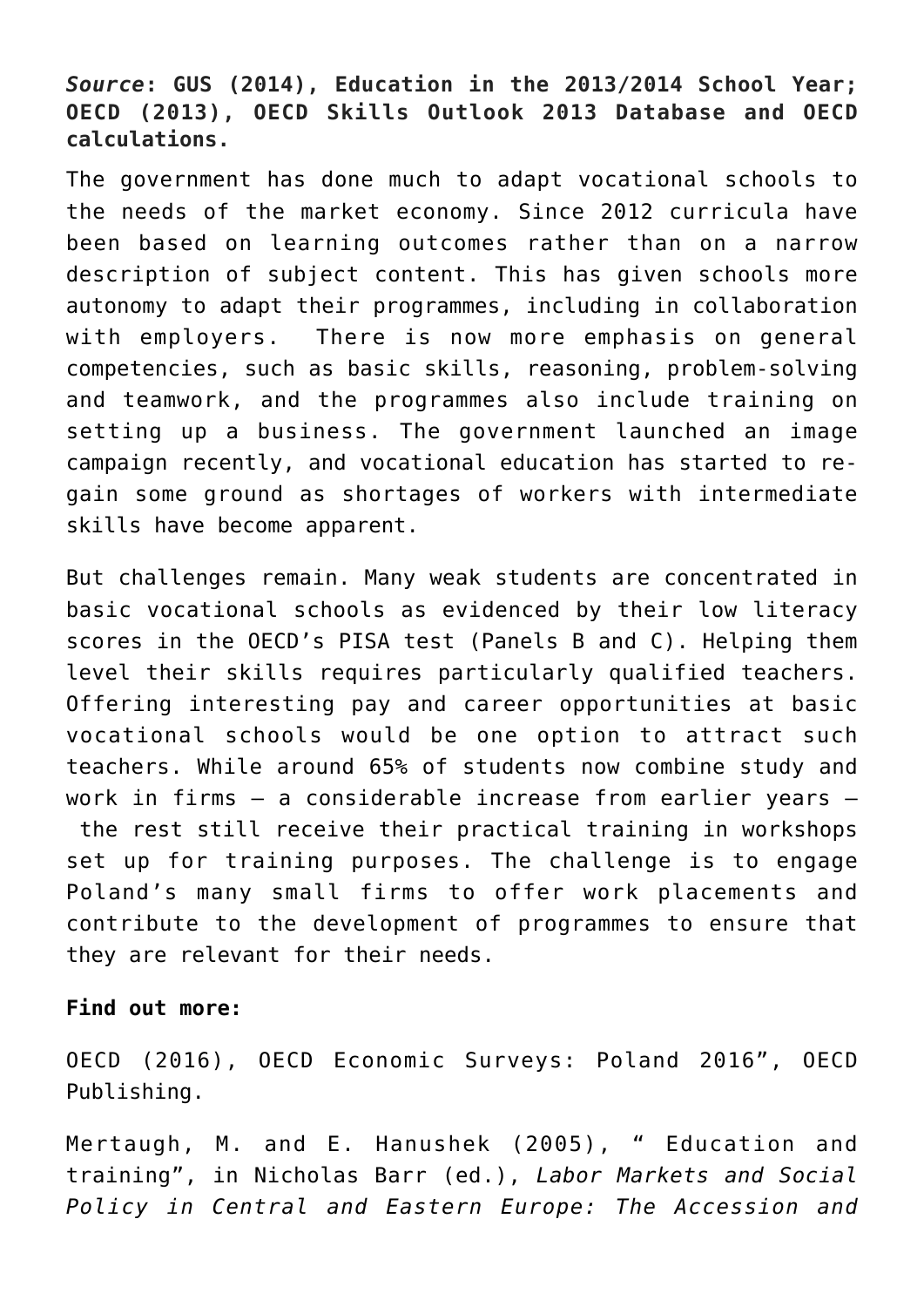***Source*: GUS (2014), Education in the 2013/2014 School Year; OECD (2013), OECD Skills Outlook 2013 Database and OECD calculations.**

The government has done much to adapt vocational schools to the needs of the market economy. Since 2012 curricula have been based on learning outcomes rather than on a narrow description of subject content. This has given schools more autonomy to adapt their programmes, including in collaboration with employers. There is now more emphasis on general competencies, such as basic skills, reasoning, problem-solving and teamwork, and the programmes also include training on setting up a business. The government launched an image campaign recently, and vocational education has started to re-gain some ground as shortages of workers with intermediate skills have become apparent.

But challenges remain. Many weak students are concentrated in basic vocational schools as evidenced by their low literacy scores in the OECD's PISA test (Panels B and C). Helping them level their skills requires particularly qualified teachers. Offering interesting pay and career opportunities at basic vocational schools would be one option to attract such teachers. While around 65% of students now combine study and work in firms – a considerable increase from earlier years – the rest still receive their practical training in workshops set up for training purposes. The challenge is to engage Poland's many small firms to offer work placements and contribute to the development of programmes to ensure that they are relevant for their needs.

**Find out more:**

OECD (2016), OECD Economic Surveys: Poland 2016", OECD Publishing.

Mertaugh, M. and E. Hanushek (2005), " Education and training", in Nicholas Barr (ed.), *Labor Markets and Social Policy in Central and Eastern Europe: The Accession and*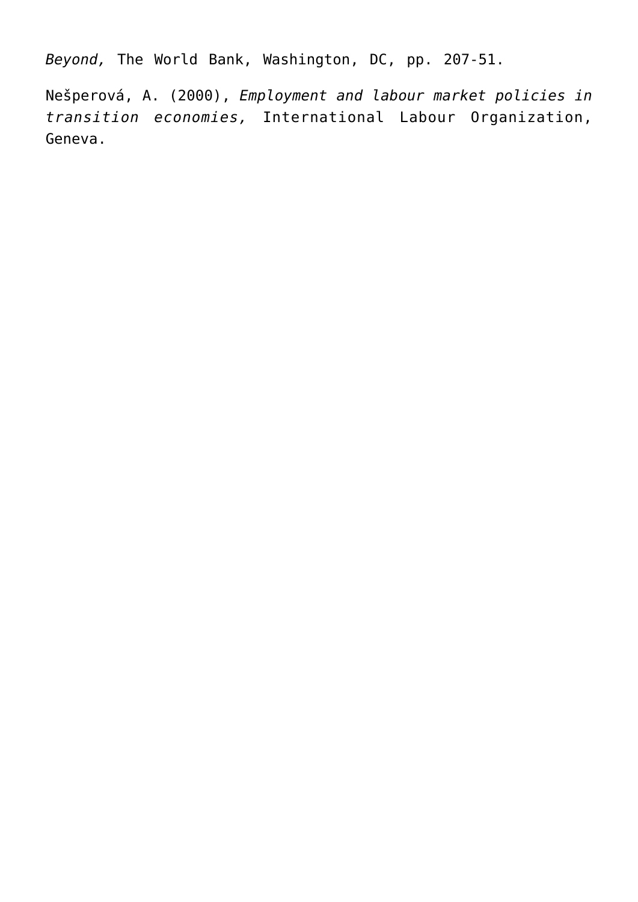*Beyond,* The World Bank, Washington, DC, pp. 207-51.

Nešperová, A. (2000), *Employment and labour market policies in transition economies,* International Labour Organization, Geneva.